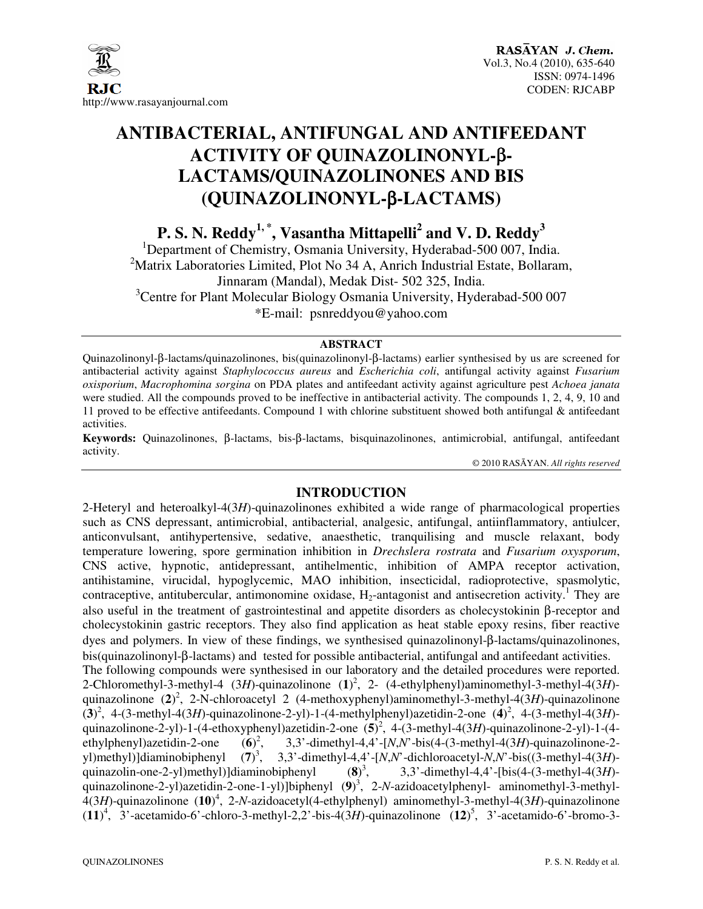# ANTIBACTERIAL, ANTIFUNGAL AND ANTIFEEDANT ACTIVITY OF QUINAZOLINONYL-β-LACTAMS/QUINAZOLINONES AND BIS (QUINAZOLINONYL-β-LACTAMS)

**P. S. N. Reddy[1,*], Vasantha Mittapelli[2] and V. D. Reddy[3]**

[1]Department of Chemistry, Osmania University, Hyderabad-500 007, India.
[2]Matrix Laboratories Limited, Plot No 34 A, Anrich Industrial Estate, Bollaram, Jinnaram (Mandal), Medak Dist- 502 325, India.
[3]Centre for Plant Molecular Biology Osmania University, Hyderabad-500 007
*E-mail: psnreddyou@yahoo.com

## ABSTRACT

Quinazolinonyl-β-lactams/quinazolinones, bis(quinazolinonyl-β-lactams) earlier synthesised by us are screened for antibacterial activity against *Staphylococcus aureus* and *Escherichia coli*, antifungal activity against *Fusarium oxisporium*, *Macrophomina sorgina* on PDA plates and antifeedant activity against agriculture pest *Achoea janata* were studied. All the compounds proved to be ineffective in antibacterial activity. The compounds 1, 2, 4, 9, 10 and 11 proved to be effective antifeedants. Compound 1 with chlorine substituent showed both antifungal & antifeedant activities.

**Keywords:** Quinazolinones, β-lactams, bis-β-lactams, bisquinazolinones, antimicrobial, antifungal, antifeedant activity.

© 2010 RASĀYAN. *All rights reserved*

## INTRODUCTION

2-Heteryl and heteroalkyl-4(3*H*)-quinazolinones exhibited a wide range of pharmacological properties such as CNS depressant, antimicrobial, antibacterial, analgesic, antifungal, antiinflammatory, antiulcer, anticonvulsant, antihypertensive, sedative, anaesthetic, tranquilising and muscle relaxant, body temperature lowering, spore germination inhibition in *Drechslera rostrata* and *Fusarium oxysporum*, CNS active, hypnotic, antidepressant, antihelmentic, inhibition of AMPA receptor activation, antihistamine, virucidal, hypoglycemic, MAO inhibition, insecticidal, radioprotective, spasmolytic, contraceptive, antitubercular, antimonomine oxidase, $H_2$-antagonist and antisecretion activity.[1] They are also useful in the treatment of gastrointestinal and appetite disorders as cholecystokinin β-receptor and cholecystokinin gastric receptors. They also find application as heat stable epoxy resins, fiber reactive dyes and polymers. In view of these findings, we synthesised quinazolinonyl-β-lactams/quinazolinones, bis(quinazolinonyl-β-lactams) and tested for possible antibacterial, antifungal and antifeedant activities.

The following compounds were synthesised in our laboratory and the detailed procedures were reported. 2-Chloromethyl-3-methyl-4 (3*H*)-quinazolinone (**1**)[2], 2- (4-ethylphenyl)aminomethyl-3-methyl-4(3*H*)-quinazolinone (**2**)[2], 2-N-chloroacetyl 2 (4-methoxyphenyl)aminomethyl-3-methyl-4(3*H*)-quinazolinone (**3**)[2], 4-(3-methyl-4(3*H*)-quinazolinone-2-yl)-1-(4-methylphenyl)azetidin-2-one (**4**)[2], 4-(3-methyl-4(3*H*)-quinazolinone-2-yl)-1-(4-ethoxyphenyl)azetidin-2-one (**5**)[2], 4-(3-methyl-4(3*H*)-quinazolinone-2-yl)-1-(4-ethylphenyl)azetidin-2-one (**6**)[2], 3,3'-dimethyl-4,4'-[*N*,*N*'-bis(4-(3-methyl-4(3*H*)-quinazolinone-2-yl)methyl)]diaminobiphenyl (**7**)[3], 3,3'-dimethyl-4,4'-[*N*,*N*'-dichloroacetyl-*N*,*N*'-bis((3-methyl-4(3*H*)-quinazolin-one-2-yl)methyl)]diaminobiphenyl (**8**)[3], 3,3'-dimethyl-4,4'-[bis(4-(3-methyl-4(3*H*)-quinazolinone-2-yl)azetidin-2-one-1-yl)]biphenyl (**9**)[3], 2-*N*-azidoacetylphenyl- aminomethyl-3-methyl-4(3*H*)-quinazolinone (**10**)[4], 2-*N*-azidoacetyl(4-ethylphenyl) aminomethyl-3-methyl-4(3*H*)-quinazolinone (**11**)[4], 3'-acetamido-6'-chloro-3-methyl-2,2'-bis-4(3*H*)-quinazolinone (**12**)[5], 3'-acetamido-6'-bromo-3-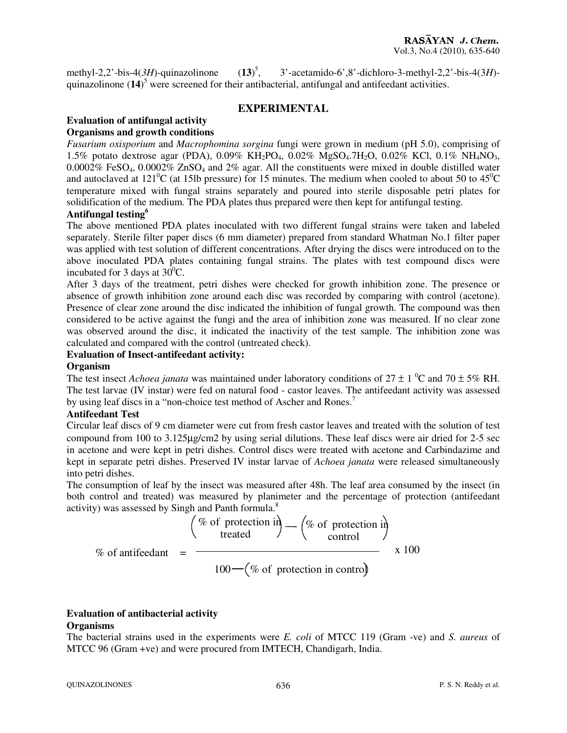methyl-2,2'-bis-4(*3H*)-quinazolinone (**13**)[5], 3'-acetamido-6',8'-dichloro-3-methyl-2,2'-bis-4(3*H*)-quinazolinone (**14**)[5] were screened for their antibacterial, antifungal and antifeedant activities.

## EXPERIMENTAL

### Evaluation of antifungal activity

**Organisms and growth conditions**

*Fusarium oxisporium* and *Macrophomina sorgina* fungi were grown in medium (pH 5.0), comprising of 1.5% potato dextrose agar (PDA), 0.09% $KH_2PO_4$, 0.02% $MgSO_4.7H_2O$, 0.02% KCl, 0.1% $NH_4NO_3$, 0.0002% $FeSO_4$, 0.0002% $ZnSO_4$ and 2% agar. All the constituents were mixed in double distilled water and autoclaved at $121^0$C (at 15lb pressure) for 15 minutes. The medium when cooled to about 50 to $45^0$C temperature mixed with fungal strains separately and poured into sterile disposable petri plates for solidification of the medium. The PDA plates thus prepared were then kept for antifungal testing.

**Antifungal testing[6]**

The above mentioned PDA plates inoculated with two different fungal strains were taken and labeled separately. Sterile filter paper discs (6 mm diameter) prepared from standard Whatman No.1 filter paper was applied with test solution of different concentrations. After drying the discs were introduced on to the above inoculated PDA plates containing fungal strains. The plates with test compound discs were incubated for 3 days at $30^0$C.

After 3 days of the treatment, petri dishes were checked for growth inhibition zone. The presence or absence of growth inhibition zone around each disc was recorded by comparing with control (acetone). Presence of clear zone around the disc indicated the inhibition of fungal growth. The compound was then considered to be active against the fungi and the area of inhibition zone was measured. If no clear zone was observed around the disc, it indicated the inactivity of the test sample. The inhibition zone was calculated and compared with the control (untreated check).

### Evaluation of Insect-antifeedant activity:

**Organism**

The test insect *Achoea janata* was maintained under laboratory conditions of 27 ± 1 $^0$C and 70 ± 5% RH. The test larvae (IV instar) were fed on natural food - castor leaves. The antifeedant activity was assessed by using leaf discs in a "non-choice test method of Ascher and Rones.[7]

**Antifeedant Test**

Circular leaf discs of 9 cm diameter were cut from fresh castor leaves and treated with the solution of test compound from 100 to 3.125µg/cm2 by using serial dilutions. These leaf discs were air dried for 2-5 sec in acetone and were kept in petri dishes. Control discs were treated with acetone and Carbindazime and kept in separate petri dishes. Preserved IV instar larvae of *Achoea janata* were released simultaneously into petri dishes.

The consumption of leaf by the insect was measured after 48h. The leaf area consumed by the insect (in both control and treated) was measured by planimeter and the percentage of protection (antifeedant activity) was assessed by Singh and Panth formula.[8]

$$\%\text{ of antifeedant} = \frac{\left(\%\text{ of protection in treated}\right) - \left(\%\text{ of protection in control}\right)}{100 - \left(\%\text{ of protection in control}\right)} \times 100$$

### Evaluation of antibacterial activity

**Organisms**

The bacterial strains used in the experiments were *E. coli* of MTCC 119 (Gram -ve) and *S. aureus* of MTCC 96 (Gram +ve) and were procured from IMTECH, Chandigarh, India.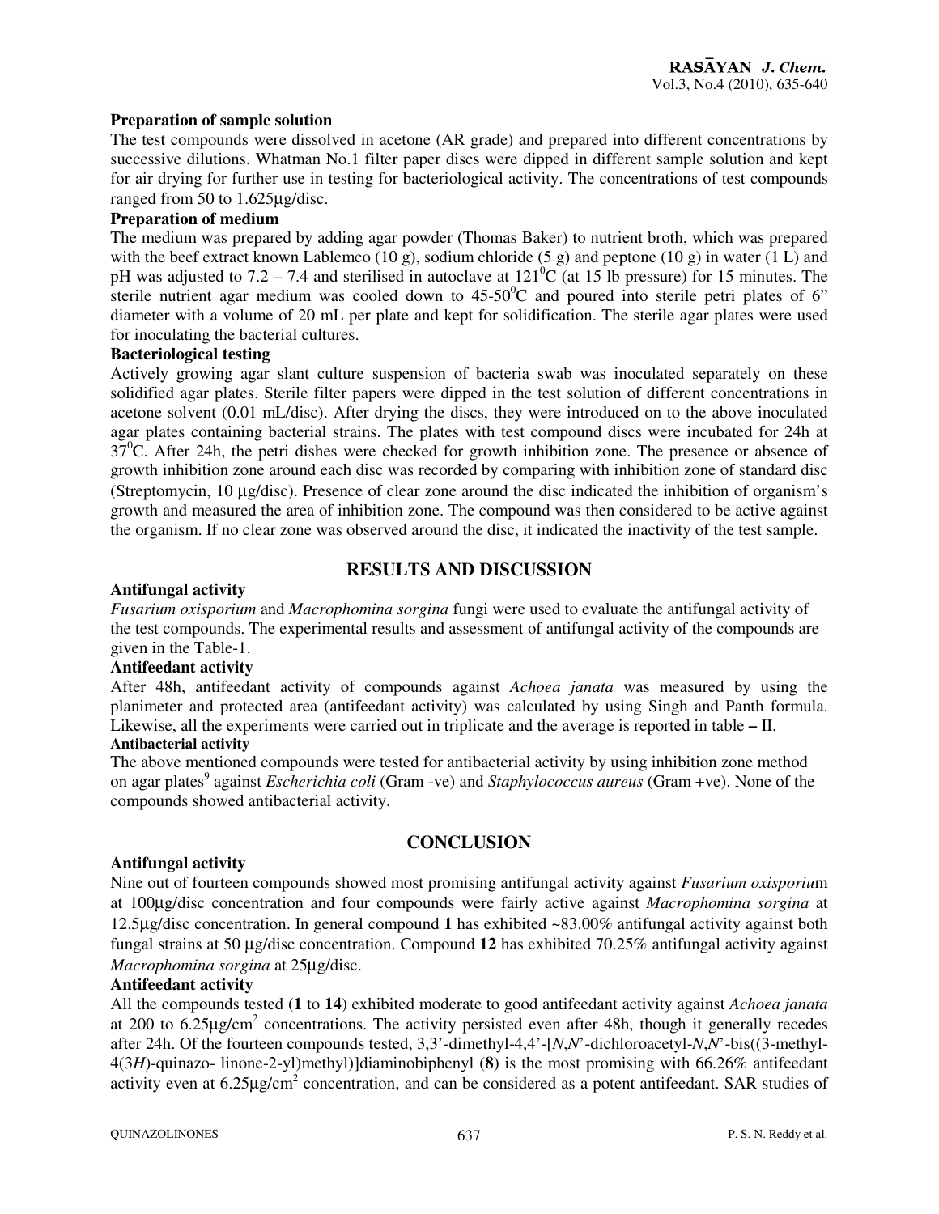**Preparation of sample solution**

The test compounds were dissolved in acetone (AR grade) and prepared into different concentrations by successive dilutions. Whatman No.1 filter paper discs were dipped in different sample solution and kept for air drying for further use in testing for bacteriological activity. The concentrations of test compounds ranged from 50 to 1.625µg/disc.

**Preparation of medium**

The medium was prepared by adding agar powder (Thomas Baker) to nutrient broth, which was prepared with the beef extract known Lablemco (10 g), sodium chloride (5 g) and peptone (10 g) in water (1 L) and pH was adjusted to 7.2 – 7.4 and sterilised in autoclave at $121^0$C (at 15 lb pressure) for 15 minutes. The sterile nutrient agar medium was cooled down to 45-$50^0$C and poured into sterile petri plates of 6" diameter with a volume of 20 mL per plate and kept for solidification. The sterile agar plates were used for inoculating the bacterial cultures.

**Bacteriological testing**

Actively growing agar slant culture suspension of bacteria swab was inoculated separately on these solidified agar plates. Sterile filter papers were dipped in the test solution of different concentrations in acetone solvent (0.01 mL/disc). After drying the discs, they were introduced on to the above inoculated agar plates containing bacterial strains. The plates with test compound discs were incubated for 24h at $37^0$C. After 24h, the petri dishes were checked for growth inhibition zone. The presence or absence of growth inhibition zone around each disc was recorded by comparing with inhibition zone of standard disc (Streptomycin, 10 µg/disc). Presence of clear zone around the disc indicated the inhibition of organism's growth and measured the area of inhibition zone. The compound was then considered to be active against the organism. If no clear zone was observed around the disc, it indicated the inactivity of the test sample.

## RESULTS AND DISCUSSION

**Antifungal activity**

*Fusarium oxisporium* and *Macrophomina sorgina* fungi were used to evaluate the antifungal activity of the test compounds. The experimental results and assessment of antifungal activity of the compounds are given in the Table-1.

**Antifeedant activity**

After 48h, antifeedant activity of compounds against *Achoea janata* was measured by using the planimeter and protected area (antifeedant activity) was calculated by using Singh and Panth formula. Likewise, all the experiments were carried out in triplicate and the average is reported in table **–** II.

**Antibacterial activity**

The above mentioned compounds were tested for antibacterial activity by using inhibition zone method on agar plates[9] against *Escherichia coli* (Gram -ve) and *Staphylococcus aureus* (Gram +ve). None of the compounds showed antibacterial activity.

## CONCLUSION

**Antifungal activity**

Nine out of fourteen compounds showed most promising antifungal activity against *Fusarium oxisporium* at 100µg/disc concentration and four compounds were fairly active against *Macrophomina sorgina* at 12.5µg/disc concentration. In general compound **1** has exhibited ~83.00% antifungal activity against both fungal strains at 50 µg/disc concentration. Compound **12** has exhibited 70.25% antifungal activity against *Macrophomina sorgina* at 25µg/disc.

**Antifeedant activity**

All the compounds tested (**1** to **14**) exhibited moderate to good antifeedant activity against *Achoea janata* at 200 to 6.25µg/$cm^2$ concentrations. The activity persisted even after 48h, though it generally recedes after 24h. Of the fourteen compounds tested, 3,3'-dimethyl-4,4'-[*N*,*N*'-dichloroacetyl-*N*,*N*'-bis((3-methyl-4(3*H*)-quinazo- linone-2-yl)methyl)]diaminobiphenyl (**8**) is the most promising with 66.26% antifeedant activity even at 6.25µg/$cm^2$ concentration, and can be considered as a potent antifeedant. SAR studies of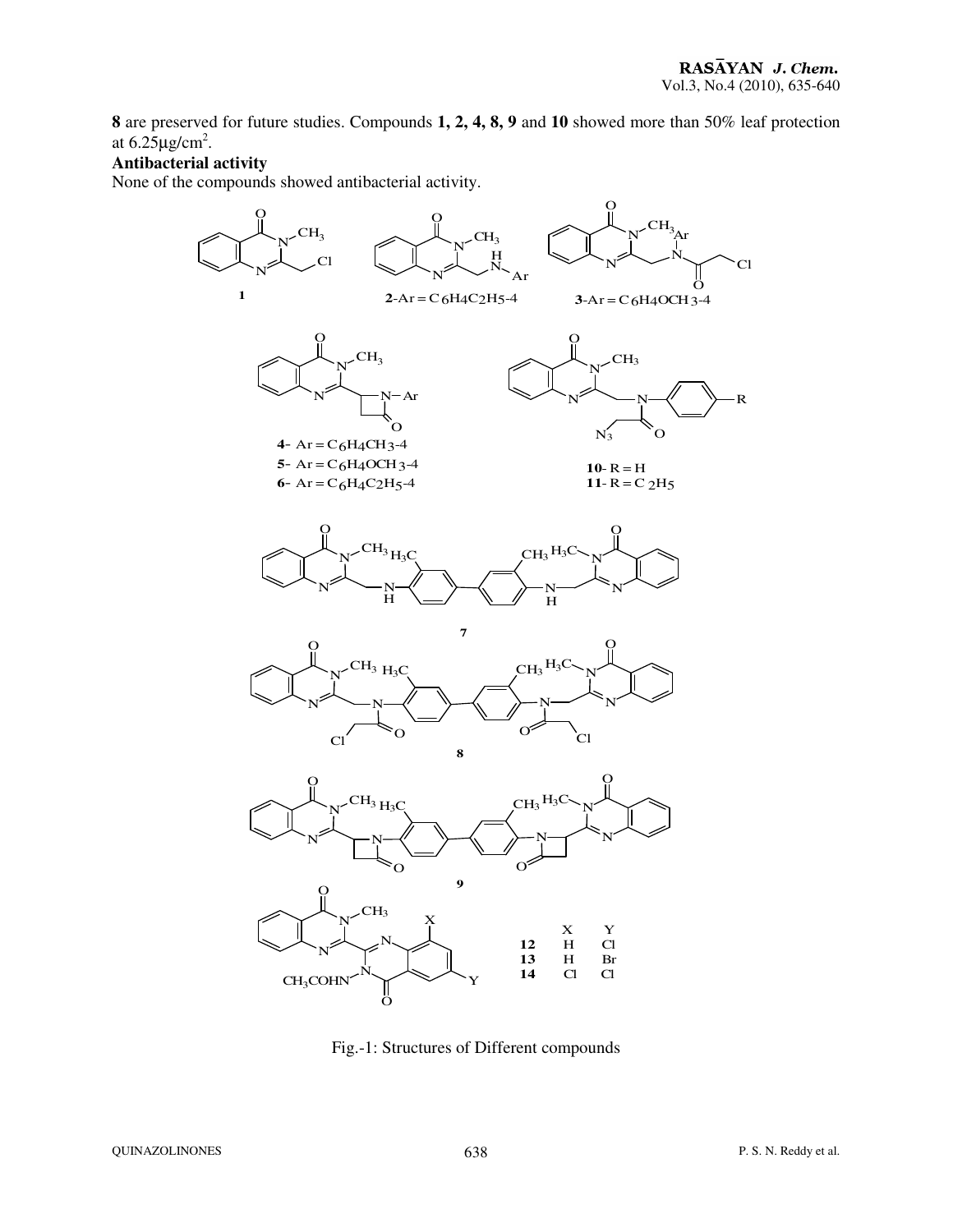**8** are preserved for future studies. Compounds **1, 2, 4, 8, 9** and **10** showed more than 50% leaf protection at 6.25μg/cm$^2$.

**Antibacterial activity**

None of the compounds showed antibacterial activity.

**1**

**2**-Ar = $C_6H_4C_2H_5$-4

**3**-Ar = $C_6H_4OCH_3$-4

**4**- Ar = $C_6H_4CH_3$-4

**5**- Ar = $C_6H_4OCH_3$-4

**6**- Ar = $C_6H_4C_2H_5$-4

**10**- R = H

**11**- R = $C_2H_5$

**7**

**8**

**9**

| | X | Y |
|---|---|---|
| **12** | H | Cl |
| **13** | H | Br |
| **14** | Cl | Cl |

Fig.-1: Structures of Different compounds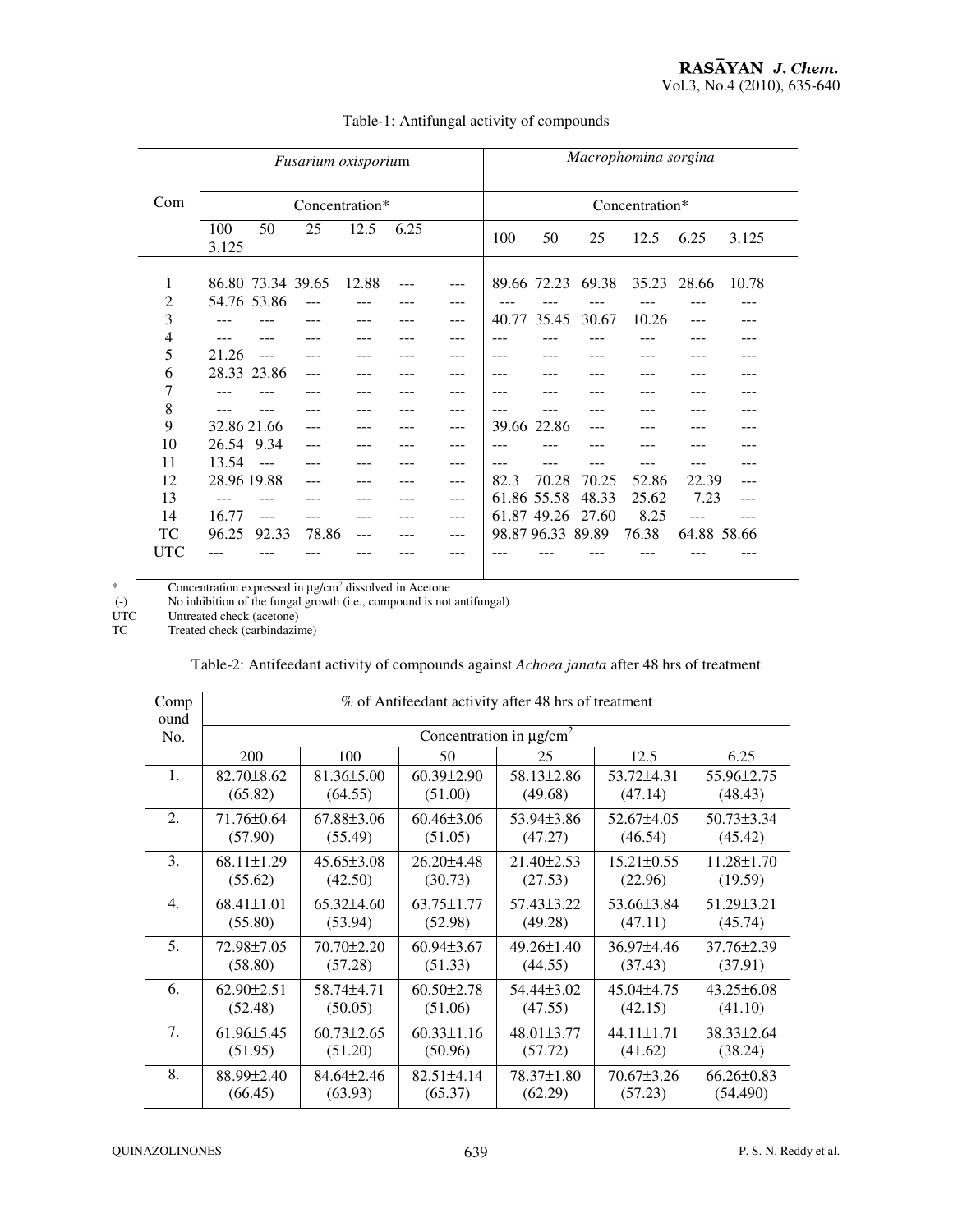Table-1: Antifungal activity of compounds

| Com | *Fusarium oxisporium* | | | | | | *Macrophomina sorgina* | | | | | |
|---|---|---|---|---|---|---|---|---|---|---|---|---|
| | Concentration* | | | | | | Concentration* | | | | | |
| | 100 | 50 | 25 | 12.5 | 6.25 | 3.125 | 100 | 50 | 25 | 12.5 | 6.25 | 3.125 |
| 1 | 86.80 | 73.34 | 39.65 | 12.88 | --- | --- | 89.66 | 72.23 | 69.38 | 35.23 | 28.66 | 10.78 |
| 2 | 54.76 | 53.86 | --- | --- | --- | --- | --- | --- | --- | --- | --- | --- |
| 3 | --- | --- | --- | --- | --- | --- | 40.77 | 35.45 | 30.67 | 10.26 | --- | --- |
| 4 | --- | --- | --- | --- | --- | --- | --- | --- | --- | --- | --- | --- |
| 5 | 21.26 | --- | --- | --- | --- | --- | --- | --- | --- | --- | --- | --- |
| 6 | 28.33 | 23.86 | --- | --- | --- | --- | --- | --- | --- | --- | --- | --- |
| 7 | --- | --- | --- | --- | --- | --- | --- | --- | --- | --- | --- | --- |
| 8 | --- | --- | --- | --- | --- | --- | --- | --- | --- | --- | --- | --- |
| 9 | 32.86 | 21.66 | --- | --- | --- | --- | 39.66 | 22.86 | --- | --- | --- | --- |
| 10 | 26.54 | 9.34 | --- | --- | --- | --- | --- | --- | --- | --- | --- | --- |
| 11 | 13.54 | --- | --- | --- | --- | --- | --- | --- | --- | --- | --- | --- |
| 12 | 28.96 | 19.88 | --- | --- | --- | --- | 82.3 | 70.28 | 70.25 | 52.86 | 22.39 | --- |
| 13 | --- | --- | --- | --- | --- | --- | 61.86 | 55.58 | 48.33 | 25.62 | 7.23 | --- |
| 14 | 16.77 | --- | --- | --- | --- | --- | 61.87 | 49.26 | 27.60 | 8.25 | --- | --- |
| TC | 96.25 | 92.33 | 78.86 | --- | --- | --- | 98.87 | 96.33 | 89.89 | 76.38 | 64.88 | 58.66 |
| UTC | --- | --- | --- | --- | --- | --- | --- | --- | --- | --- | --- | --- |

\* Concentration expressed in μg/cm$^2$ dissolved in Acetone

(-) No inhibition of the fungal growth (i.e., compound is not antifungal)

UTC Untreated check (acetone)

TC Treated check (carbindazime)

Table-2: Antifeedant activity of compounds against *Achoea janata* after 48 hrs of treatment

| Compound No. | % of Antifeedant activity after 48 hrs of treatment | | | | | |
|---|---|---|---|---|---|---|
| | Concentration in μg/cm$^2$ | | | | | |
| | 200 | 100 | 50 | 25 | 12.5 | 6.25 |
| 1. | 82.70±8.62 (65.82) | 81.36±5.00 (64.55) | 60.39±2.90 (51.00) | 58.13±2.86 (49.68) | 53.72±4.31 (47.14) | 55.96±2.75 (48.43) |
| 2. | 71.76±0.64 (57.90) | 67.88±3.06 (55.49) | 60.46±3.06 (51.05) | 53.94±3.86 (47.27) | 52.67±4.05 (46.54) | 50.73±3.34 (45.42) |
| 3. | 68.11±1.29 (55.62) | 45.65±3.08 (42.50) | 26.20±4.48 (30.73) | 21.40±2.53 (27.53) | 15.21±0.55 (22.96) | 11.28±1.70 (19.59) |
| 4. | 68.41±1.01 (55.80) | 65.32±4.60 (53.94) | 63.75±1.77 (52.98) | 57.43±3.22 (49.28) | 53.66±3.84 (47.11) | 51.29±3.21 (45.74) |
| 5. | 72.98±7.05 (58.80) | 70.70±2.20 (57.28) | 60.94±3.67 (51.33) | 49.26±1.40 (44.55) | 36.97±4.46 (37.43) | 37.76±2.39 (37.91) |
| 6. | 62.90±2.51 (52.48) | 58.74±4.71 (50.05) | 60.50±2.78 (51.06) | 54.44±3.02 (47.55) | 45.04±4.75 (42.15) | 43.25±6.08 (41.10) |
| 7. | 61.96±5.45 (51.95) | 60.73±2.65 (51.20) | 60.33±1.16 (50.96) | 48.01±3.77 (57.72) | 44.11±1.71 (41.62) | 38.33±2.64 (38.24) |
| 8. | 88.99±2.40 (66.45) | 84.64±2.46 (63.93) | 82.51±4.14 (65.37) | 78.37±1.80 (62.29) | 70.67±3.26 (57.23) | 66.26±0.83 (54.490) |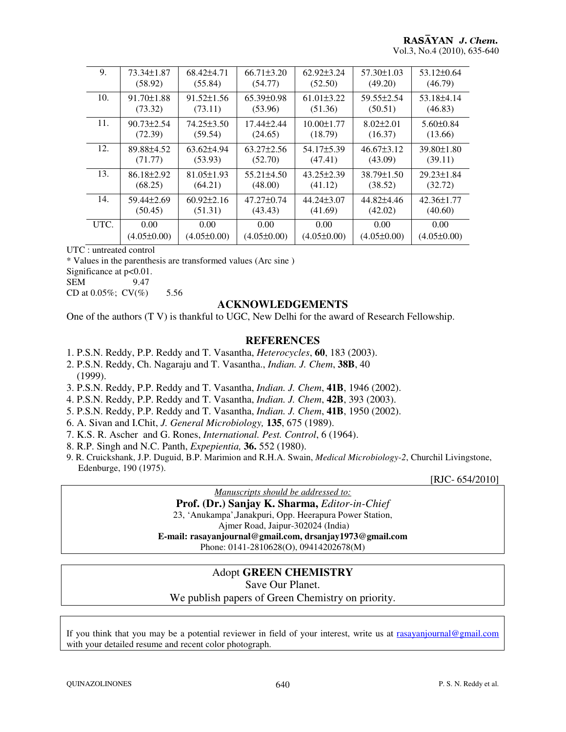| | | | | | | |
|---|---|---|---|---|---|---|
| 9. | 73.34±1.87 (58.92) | 68.42±4.71 (55.84) | 66.71±3.20 (54.77) | 62.92±3.24 (52.50) | 57.30±1.03 (49.20) | 53.12±0.64 (46.79) |
| 10. | 91.70±1.88 (73.32) | 91.52±1.56 (73.11) | 65.39±0.98 (53.96) | 61.01±3.22 (51.36) | 59.55±2.54 (50.51) | 53.18±4.14 (46.83) |
| 11. | 90.73±2.54 (72.39) | 74.25±3.50 (59.54) | 17.44±2.44 (24.65) | 10.00±1.77 (18.79) | 8.02±2.01 (16.37) | 5.60±0.84 (13.66) |
| 12. | 89.88±4.52 (71.77) | 63.62±4.94 (53.93) | 63.27±2.56 (52.70) | 54.17±5.39 (47.41) | 46.67±3.12 (43.09) | 39.80±1.80 (39.11) |
| 13. | 86.18±2.92 (68.25) | 81.05±1.93 (64.21) | 55.21±4.50 (48.00) | 43.25±2.39 (41.12) | 38.79±1.50 (38.52) | 29.23±1.84 (32.72) |
| 14. | 59.44±2.69 (50.45) | 60.92±2.16 (51.31) | 47.27±0.74 (43.43) | 44.24±3.07 (41.69) | 44.82±4.46 (42.02) | 42.36±1.77 (40.60) |
| UTC. | 0.00 (4.05±0.00) | 0.00 (4.05±0.00) | 0.00 (4.05±0.00) | 0.00 (4.05±0.00) | 0.00 (4.05±0.00) | 0.00 (4.05±0.00) |

UTC : untreated control

* Values in the parenthesis are transformed values (Arc sine )

Significance at p<0.01.

SEM 9.47

CD at 0.05%; CV(%) 5.56

## ACKNOWLEDGEMENTS

One of the authors (T V) is thankful to UGC, New Delhi for the award of Research Fellowship.

## REFERENCES

1. P.S.N. Reddy, P.P. Reddy and T. Vasantha, *Heterocycles*, **60**, 183 (2003).
2. P.S.N. Reddy, Ch. Nagaraju and T. Vasantha., *Indian. J. Chem*, **38B**, 40 (1999).
3. P.S.N. Reddy, P.P. Reddy and T. Vasantha, *Indian. J. Chem*, **41B**, 1946 (2002).
4. P.S.N. Reddy, P.P. Reddy and T. Vasantha, *Indian. J. Chem*, **42B**, 393 (2003).
5. P.S.N. Reddy, P.P. Reddy and T. Vasantha, *Indian. J. Chem*, **41B**, 1950 (2002).
6. A. Sivan and I.Chit, *J. General Microbiology,* **135**, 675 (1989).
7. K.S. R. Ascher and G. Rones, *International. Pest. Control*, 6 (1964).
8. R.P. Singh and N.C. Panth, *Expepientia,* **36.** 552 (1980).
9. R. Cruickshank, J.P. Duguid, B.P. Marimion and R.H.A. Swain, *Medical Microbiology-2*, Churchil Livingstone, Edenburge, 190 (1975).

[RJC- 654/2010]

<u>*Manuscripts should be addressed to:*</u>

**Prof. (Dr.) Sanjay K. Sharma,** *Editor-in-Chief*

23, 'Anukampa',Janakpuri, Opp. Heerapura Power Station,

Ajmer Road, Jaipur-302024 (India)

**E-mail: rasayanjournal@gmail.com, drsanjay1973@gmail.com**

Phone: 0141-2810628(O), 09414202678(M)

Adopt **GREEN CHEMISTRY**

Save Our Planet.

We publish papers of Green Chemistry on priority.

If you think that you may be a potential reviewer in field of your interest, write us at rasayanjournal@gmail.com with your detailed resume and recent color photograph.